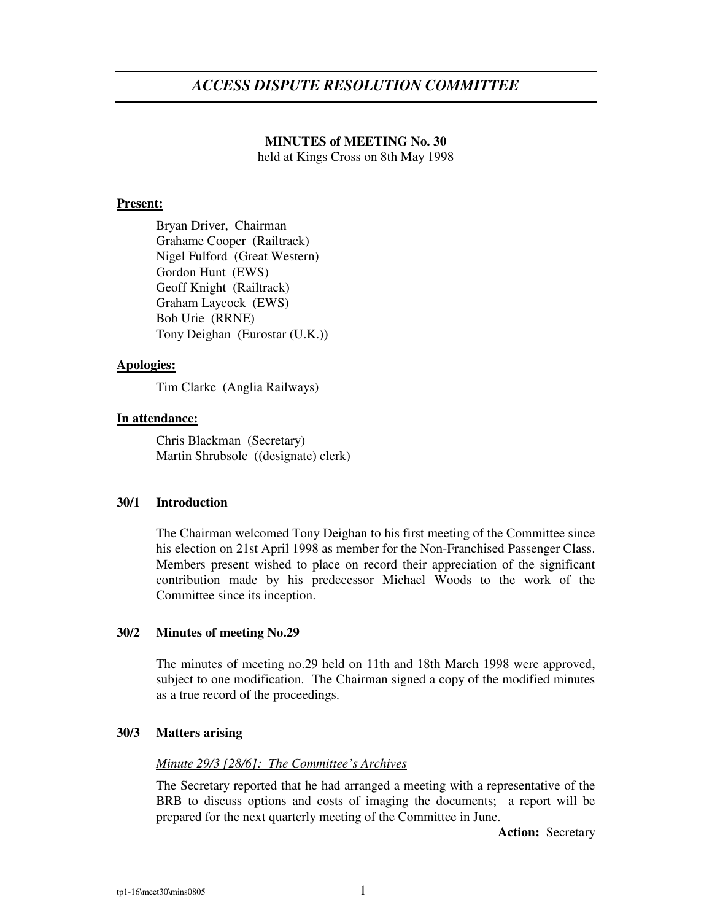# *ACCESS DISPUTE RESOLUTION COMMITTEE*

**MINUTES of MEETING No. 30**
held at Kings Cross on 8th May 1998

**Present:**

Bryan Driver, Chairman
Grahame Cooper (Railtrack)
Nigel Fulford (Great Western)
Gordon Hunt (EWS)
Geoff Knight (Railtrack)
Graham Laycock (EWS)
Bob Urie (RRNE)
Tony Deighan (Eurostar (U.K.))

**Apologies:**

Tim Clarke (Anglia Railways)

**In attendance:**

Chris Blackman (Secretary)
Martin Shrubsole ((designate) clerk)

### 30/1 Introduction

The Chairman welcomed Tony Deighan to his first meeting of the Committee since his election on 21st April 1998 as member for the Non-Franchised Passenger Class. Members present wished to place on record their appreciation of the significant contribution made by his predecessor Michael Woods to the work of the Committee since its inception.

### 30/2 Minutes of meeting No.29

The minutes of meeting no.29 held on 11th and 18th March 1998 were approved, subject to one modification. The Chairman signed a copy of the modified minutes as a true record of the proceedings.

### 30/3 Matters arising

*Minute 29/3 [28/6]: The Committee's Archives*

The Secretary reported that he had arranged a meeting with a representative of the BRB to discuss options and costs of imaging the documents; a report will be prepared for the next quarterly meeting of the Committee in June.

**Action:** Secretary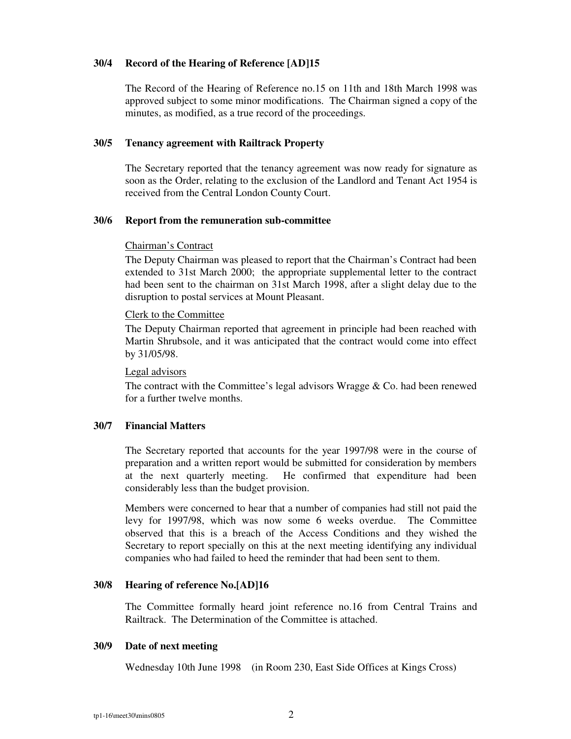**30/4 Record of the Hearing of Reference [AD]15**

The Record of the Hearing of Reference no.15 on 11th and 18th March 1998 was approved subject to some minor modifications. The Chairman signed a copy of the minutes, as modified, as a true record of the proceedings.

**30/5 Tenancy agreement with Railtrack Property**

The Secretary reported that the tenancy agreement was now ready for signature as soon as the Order, relating to the exclusion of the Landlord and Tenant Act 1954 is received from the Central London County Court.

**30/6 Report from the remuneration sub-committee**

Chairman's Contract

The Deputy Chairman was pleased to report that the Chairman's Contract had been extended to 31st March 2000; the appropriate supplemental letter to the contract had been sent to the chairman on 31st March 1998, after a slight delay due to the disruption to postal services at Mount Pleasant.

Clerk to the Committee

The Deputy Chairman reported that agreement in principle had been reached with Martin Shrubsole, and it was anticipated that the contract would come into effect by 31/05/98.

Legal advisors

The contract with the Committee's legal advisors Wragge & Co. had been renewed for a further twelve months.

**30/7 Financial Matters**

The Secretary reported that accounts for the year 1997/98 were in the course of preparation and a written report would be submitted for consideration by members at the next quarterly meeting. He confirmed that expenditure had been considerably less than the budget provision.

Members were concerned to hear that a number of companies had still not paid the levy for 1997/98, which was now some 6 weeks overdue. The Committee observed that this is a breach of the Access Conditions and they wished the Secretary to report specially on this at the next meeting identifying any individual companies who had failed to heed the reminder that had been sent to them.

**30/8 Hearing of reference No.[AD]16**

The Committee formally heard joint reference no.16 from Central Trains and Railtrack. The Determination of the Committee is attached.

**30/9 Date of next meeting**

Wednesday 10th June 1998 (in Room 230, East Side Offices at Kings Cross)